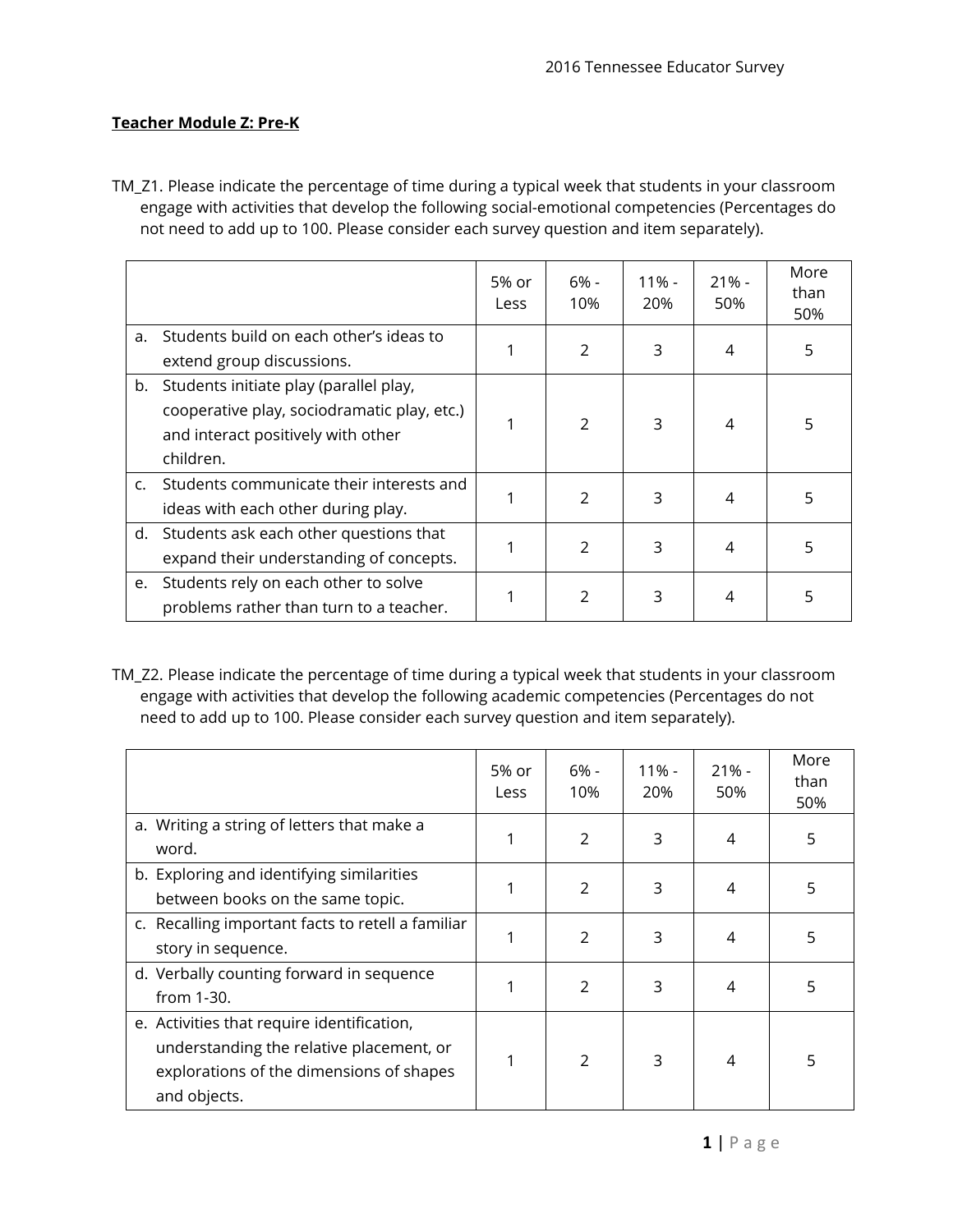**Teacher Module Z: Pre-K**

TM_Z1. Please indicate the percentage of time during a typical week that students in your classroom engage with activities that develop the following social-emotional competencies (Percentages do not need to add up to 100. Please consider each survey question and item separately).

| | 5% or Less | 6% - 10% | 11% - 20% | 21% - 50% | More than 50% |
|---|---|---|---|---|---|
| a. Students build on each other's ideas to extend group discussions. | 1 | 2 | 3 | 4 | 5 |
| b. Students initiate play (parallel play, cooperative play, sociodramatic play, etc.) and interact positively with other children. | 1 | 2 | 3 | 4 | 5 |
| c. Students communicate their interests and ideas with each other during play. | 1 | 2 | 3 | 4 | 5 |
| d. Students ask each other questions that expand their understanding of concepts. | 1 | 2 | 3 | 4 | 5 |
| e. Students rely on each other to solve problems rather than turn to a teacher. | 1 | 2 | 3 | 4 | 5 |

TM_Z2. Please indicate the percentage of time during a typical week that students in your classroom engage with activities that develop the following academic competencies (Percentages do not need to add up to 100. Please consider each survey question and item separately).

| | 5% or Less | 6% - 10% | 11% - 20% | 21% - 50% | More than 50% |
|---|---|---|---|---|---|
| a. Writing a string of letters that make a word. | 1 | 2 | 3 | 4 | 5 |
| b. Exploring and identifying similarities between books on the same topic. | 1 | 2 | 3 | 4 | 5 |
| c. Recalling important facts to retell a familiar story in sequence. | 1 | 2 | 3 | 4 | 5 |
| d. Verbally counting forward in sequence from 1-30. | 1 | 2 | 3 | 4 | 5 |
| e. Activities that require identification, understanding the relative placement, or explorations of the dimensions of shapes and objects. | 1 | 2 | 3 | 4 | 5 |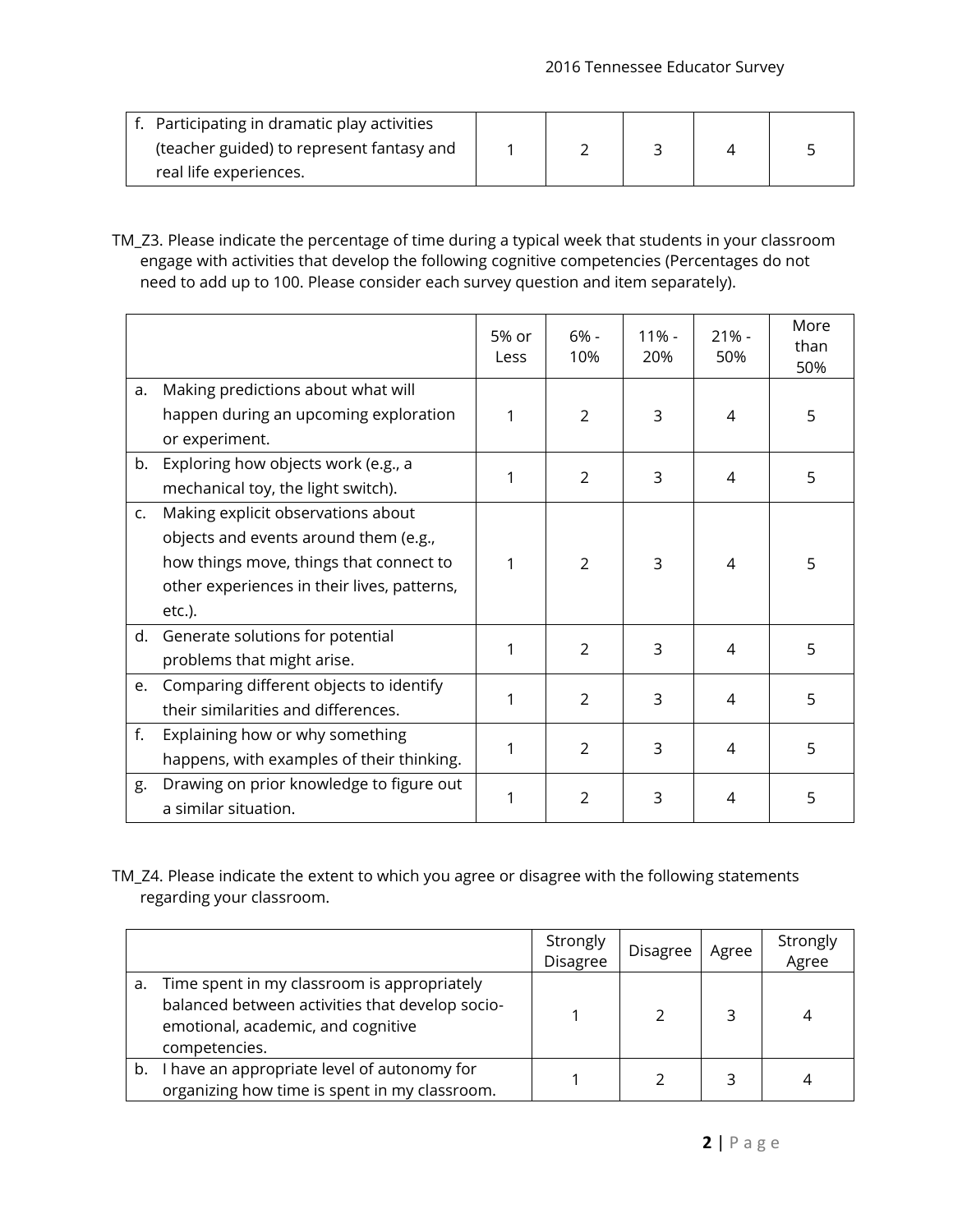| | | | | | |
|---|---|---|---|---|---|
| f. Participating in dramatic play activities (teacher guided) to represent fantasy and real life experiences. | 1 | 2 | 3 | 4 | 5 |

TM_Z3. Please indicate the percentage of time during a typical week that students in your classroom engage with activities that develop the following cognitive competencies (Percentages do not need to add up to 100. Please consider each survey question and item separately).

| | 5% or Less | 6% - 10% | 11% - 20% | 21% - 50% | More than 50% |
|---|---|---|---|---|---|
| a. Making predictions about what will happen during an upcoming exploration or experiment. | 1 | 2 | 3 | 4 | 5 |
| b. Exploring how objects work (e.g., a mechanical toy, the light switch). | 1 | 2 | 3 | 4 | 5 |
| c. Making explicit observations about objects and events around them (e.g., how things move, things that connect to other experiences in their lives, patterns, etc.). | 1 | 2 | 3 | 4 | 5 |
| d. Generate solutions for potential problems that might arise. | 1 | 2 | 3 | 4 | 5 |
| e. Comparing different objects to identify their similarities and differences. | 1 | 2 | 3 | 4 | 5 |
| f. Explaining how or why something happens, with examples of their thinking. | 1 | 2 | 3 | 4 | 5 |
| g. Drawing on prior knowledge to figure out a similar situation. | 1 | 2 | 3 | 4 | 5 |

TM_Z4. Please indicate the extent to which you agree or disagree with the following statements regarding your classroom.

| | Strongly Disagree | Disagree | Agree | Strongly Agree |
|---|---|---|---|---|
| a. Time spent in my classroom is appropriately balanced between activities that develop socio-emotional, academic, and cognitive competencies. | 1 | 2 | 3 | 4 |
| b. I have an appropriate level of autonomy for organizing how time is spent in my classroom. | 1 | 2 | 3 | 4 |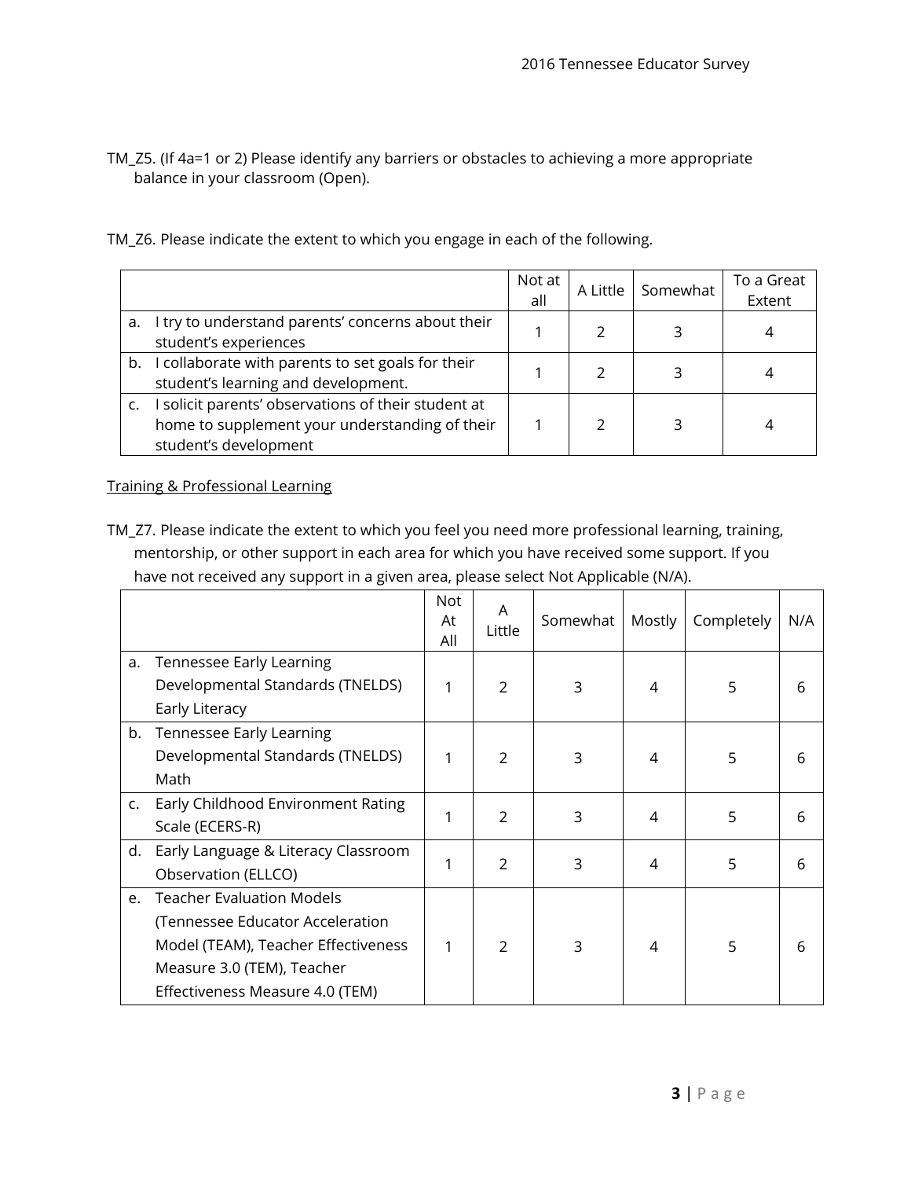TM_Z5. (If 4a=1 or 2) Please identify any barriers or obstacles to achieving a more appropriate balance in your classroom (Open).

TM_Z6. Please indicate the extent to which you engage in each of the following.

| | Not at all | A Little | Somewhat | To a Great Extent |
|---|---|---|---|---|
| a. I try to understand parents' concerns about their student's experiences | 1 | 2 | 3 | 4 |
| b. I collaborate with parents to set goals for their student's learning and development. | 1 | 2 | 3 | 4 |
| c. I solicit parents' observations of their student at home to supplement your understanding of their student's development | 1 | 2 | 3 | 4 |

<u>Training & Professional Learning</u>

TM_Z7. Please indicate the extent to which you feel you need more professional learning, training, mentorship, or other support in each area for which you have received some support. If you have not received any support in a given area, please select Not Applicable (N/A).

| | Not At All | A Little | Somewhat | Mostly | Completely | N/A |
|---|---|---|---|---|---|---|
| a. Tennessee Early Learning Developmental Standards (TNELDS) Early Literacy | 1 | 2 | 3 | 4 | 5 | 6 |
| b. Tennessee Early Learning Developmental Standards (TNELDS) Math | 1 | 2 | 3 | 4 | 5 | 6 |
| c. Early Childhood Environment Rating Scale (ECERS-R) | 1 | 2 | 3 | 4 | 5 | 6 |
| d. Early Language & Literacy Classroom Observation (ELLCO) | 1 | 2 | 3 | 4 | 5 | 6 |
| e. Teacher Evaluation Models (Tennessee Educator Acceleration Model (TEAM), Teacher Effectiveness Measure 3.0 (TEM), Teacher Effectiveness Measure 4.0 (TEM) | 1 | 2 | 3 | 4 | 5 | 6 |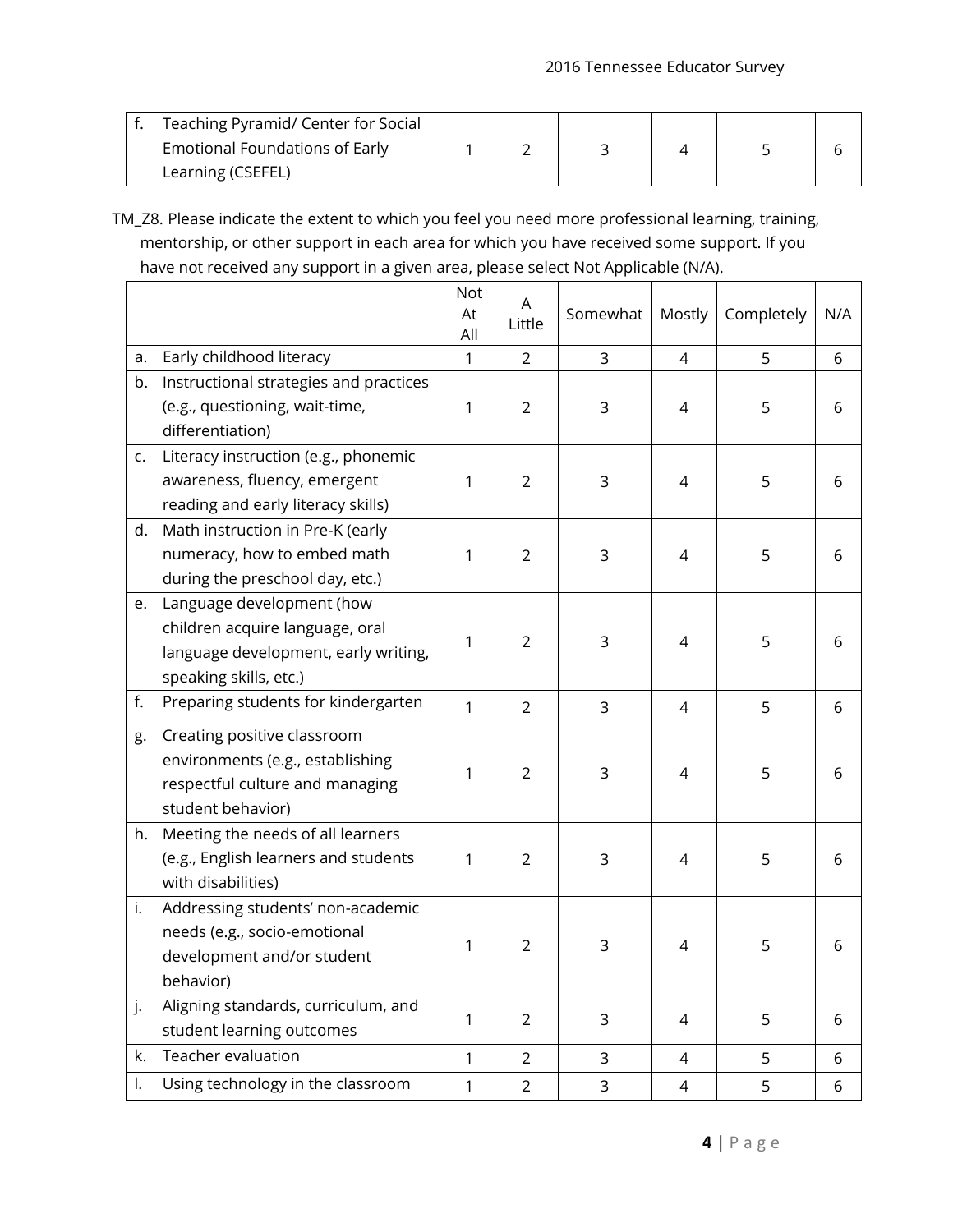| | | | | | | |
|---|---|---|---|---|---|---|
| f. Teaching Pyramid/ Center for Social Emotional Foundations of Early Learning (CSEFEL) | 1 | 2 | 3 | 4 | 5 | 6 |

TM_Z8. Please indicate the extent to which you feel you need more professional learning, training, mentorship, or other support in each area for which you have received some support. If you have not received any support in a given area, please select Not Applicable (N/A).

| | Not At All | A Little | Somewhat | Mostly | Completely | N/A |
|---|---|---|---|---|---|---|
| a. Early childhood literacy | 1 | 2 | 3 | 4 | 5 | 6 |
| b. Instructional strategies and practices (e.g., questioning, wait-time, differentiation) | 1 | 2 | 3 | 4 | 5 | 6 |
| c. Literacy instruction (e.g., phonemic awareness, fluency, emergent reading and early literacy skills) | 1 | 2 | 3 | 4 | 5 | 6 |
| d. Math instruction in Pre-K (early numeracy, how to embed math during the preschool day, etc.) | 1 | 2 | 3 | 4 | 5 | 6 |
| e. Language development (how children acquire language, oral language development, early writing, speaking skills, etc.) | 1 | 2 | 3 | 4 | 5 | 6 |
| f. Preparing students for kindergarten | 1 | 2 | 3 | 4 | 5 | 6 |
| g. Creating positive classroom environments (e.g., establishing respectful culture and managing student behavior) | 1 | 2 | 3 | 4 | 5 | 6 |
| h. Meeting the needs of all learners (e.g., English learners and students with disabilities) | 1 | 2 | 3 | 4 | 5 | 6 |
| i. Addressing students' non-academic needs (e.g., socio-emotional development and/or student behavior) | 1 | 2 | 3 | 4 | 5 | 6 |
| j. Aligning standards, curriculum, and student learning outcomes | 1 | 2 | 3 | 4 | 5 | 6 |
| k. Teacher evaluation | 1 | 2 | 3 | 4 | 5 | 6 |
| l. Using technology in the classroom | 1 | 2 | 3 | 4 | 5 | 6 |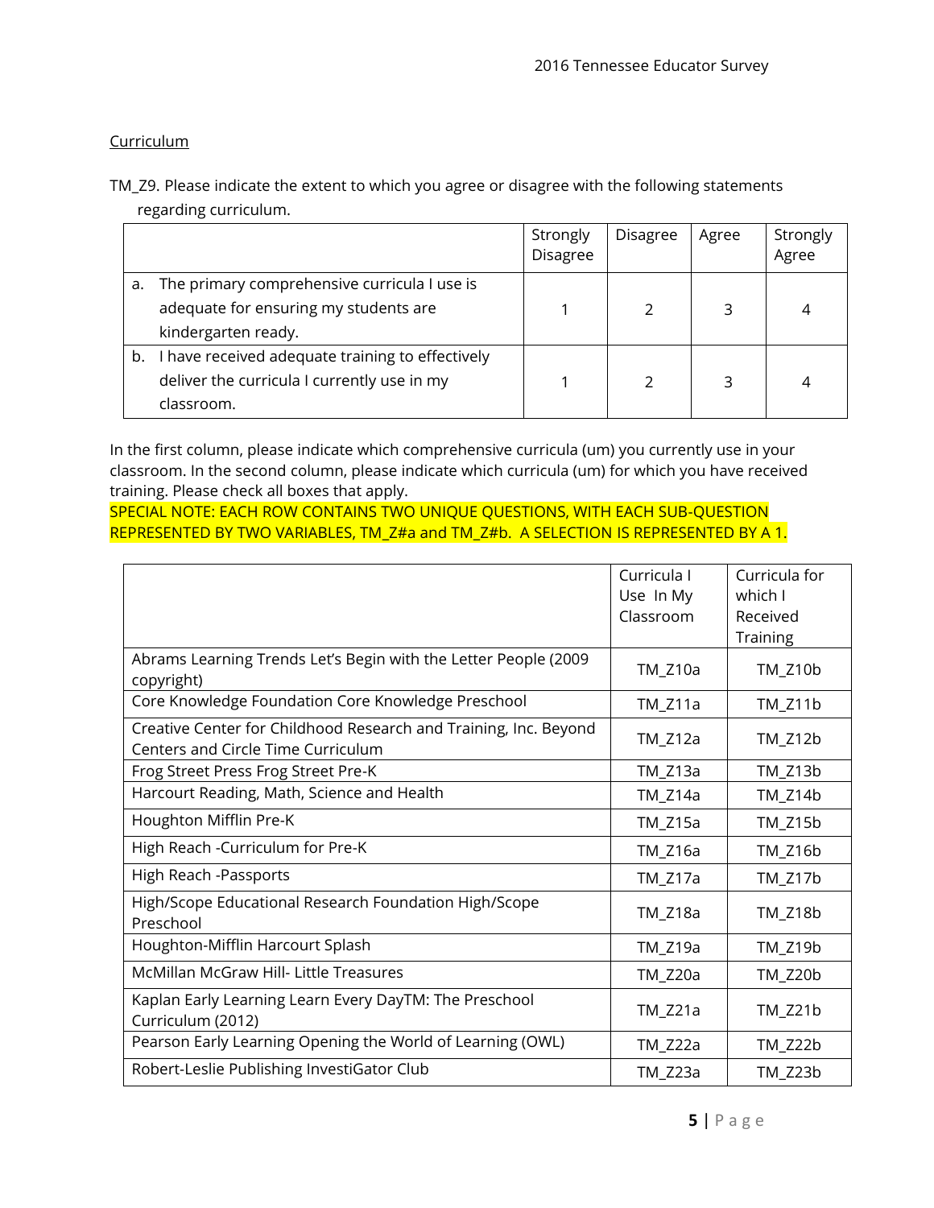Curriculum

TM_Z9. Please indicate the extent to which you agree or disagree with the following statements regarding curriculum.

| | Strongly Disagree | Disagree | Agree | Strongly Agree |
|---|---|---|---|---|
| a. The primary comprehensive curricula I use is adequate for ensuring my students are kindergarten ready. | 1 | 2 | 3 | 4 |
| b. I have received adequate training to effectively deliver the curricula I currently use in my classroom. | 1 | 2 | 3 | 4 |

In the first column, please indicate which comprehensive curricula (um) you currently use in your classroom. In the second column, please indicate which curricula (um) for which you have received training. Please check all boxes that apply.

SPECIAL NOTE: EACH ROW CONTAINS TWO UNIQUE QUESTIONS, WITH EACH SUB-QUESTION REPRESENTED BY TWO VARIABLES, TM_Z#a and TM_Z#b. A SELECTION IS REPRESENTED BY A 1.

| | Curricula I Use In My Classroom | Curricula for which I Received Training |
|---|---|---|
| Abrams Learning Trends Let's Begin with the Letter People (2009 copyright) | TM_Z10a | TM_Z10b |
| Core Knowledge Foundation Core Knowledge Preschool | TM_Z11a | TM_Z11b |
| Creative Center for Childhood Research and Training, Inc. Beyond Centers and Circle Time Curriculum | TM_Z12a | TM_Z12b |
| Frog Street Press Frog Street Pre-K | TM_Z13a | TM_Z13b |
| Harcourt Reading, Math, Science and Health | TM_Z14a | TM_Z14b |
| Houghton Mifflin Pre-K | TM_Z15a | TM_Z15b |
| High Reach -Curriculum for Pre-K | TM_Z16a | TM_Z16b |
| High Reach -Passports | TM_Z17a | TM_Z17b |
| High/Scope Educational Research Foundation High/Scope Preschool | TM_Z18a | TM_Z18b |
| Houghton-Mifflin Harcourt Splash | TM_Z19a | TM_Z19b |
| McMillan McGraw Hill- Little Treasures | TM_Z20a | TM_Z20b |
| Kaplan Early Learning Learn Every DayTM: The Preschool Curriculum (2012) | TM_Z21a | TM_Z21b |
| Pearson Early Learning Opening the World of Learning (OWL) | TM_Z22a | TM_Z22b |
| Robert-Leslie Publishing InvestiGator Club | TM_Z23a | TM_Z23b |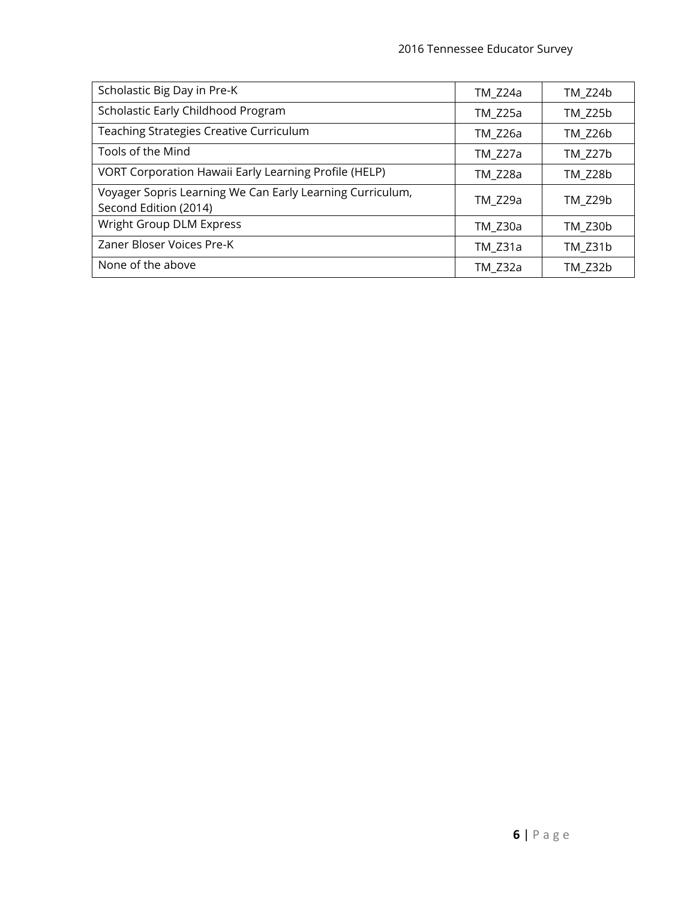| | | |
|---|---|---|
| Scholastic Big Day in Pre-K | TM_Z24a | TM_Z24b |
| Scholastic Early Childhood Program | TM_Z25a | TM_Z25b |
| Teaching Strategies Creative Curriculum | TM_Z26a | TM_Z26b |
| Tools of the Mind | TM_Z27a | TM_Z27b |
| VORT Corporation Hawaii Early Learning Profile (HELP) | TM_Z28a | TM_Z28b |
| Voyager Sopris Learning We Can Early Learning Curriculum, Second Edition (2014) | TM_Z29a | TM_Z29b |
| Wright Group DLM Express | TM_Z30a | TM_Z30b |
| Zaner Bloser Voices Pre-K | TM_Z31a | TM_Z31b |
| None of the above | TM_Z32a | TM_Z32b |